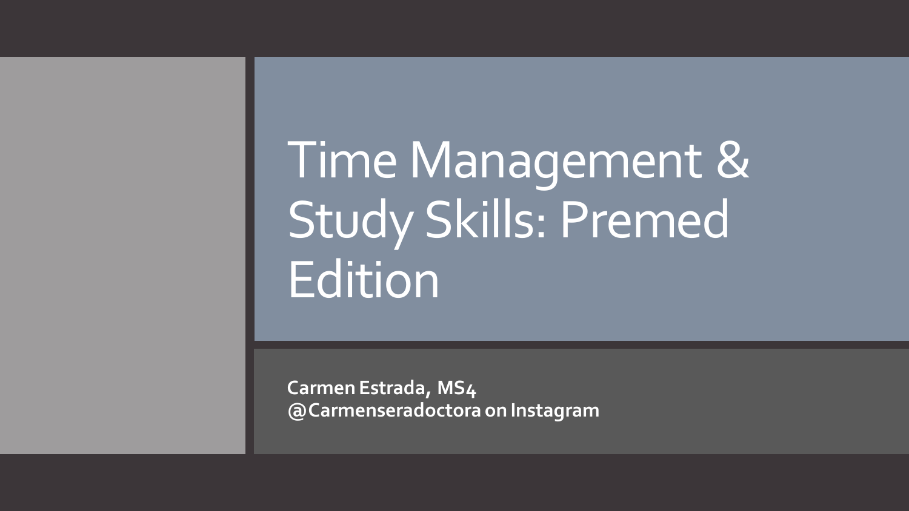# Time Management & Study Skills: Premed Edition

**Carmen Estrada, MS4**
**@Carmenseradoctora on Instagram**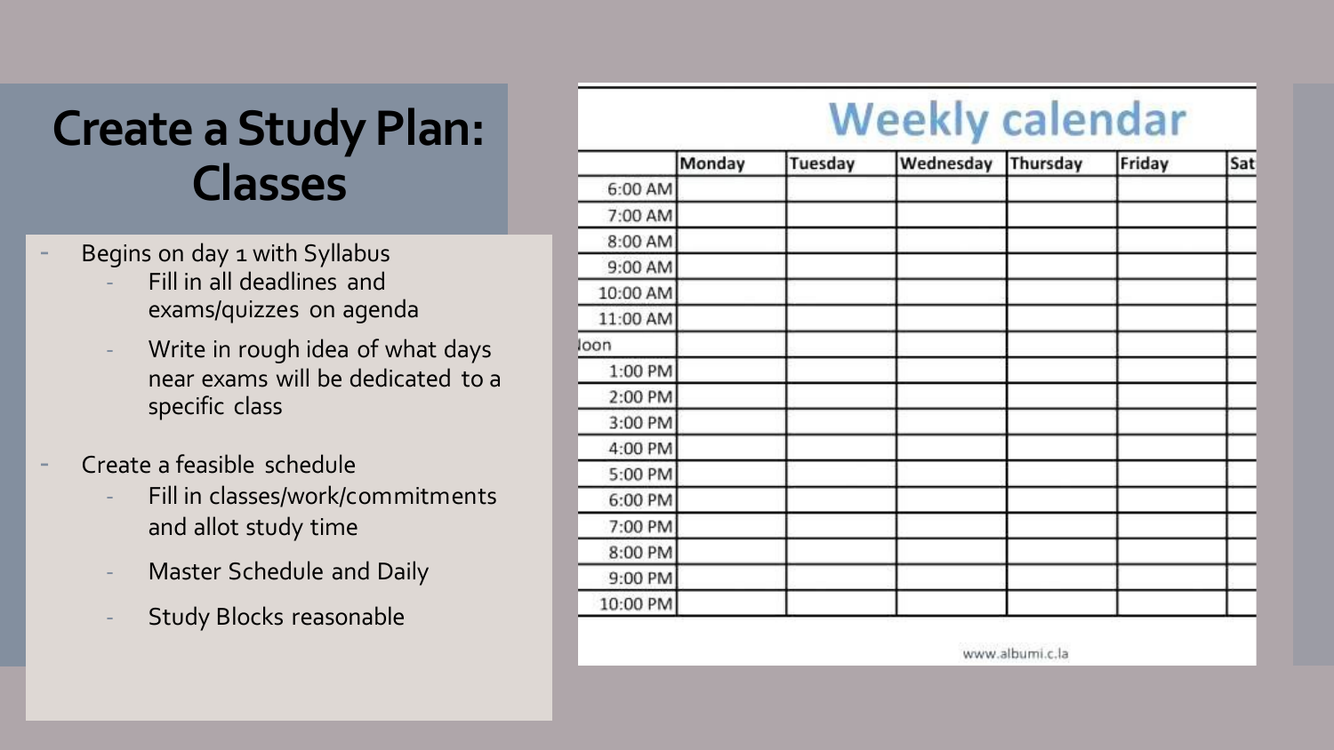# Create a Study Plan: Classes

- Begins on day 1 with Syllabus
  - Fill in all deadlines and exams/quizzes on agenda
  - Write in rough idea of what days near exams will be dedicated to a specific class
- Create a feasible schedule
  - Fill in classes/work/commitments and allot study time
  - Master Schedule and Daily
  - Study Blocks reasonable

## Weekly calendar

| | Monday | Tuesday | Wednesday | Thursday | Friday | Sat |
|---|---|---|---|---|---|---|
| 6:00 AM | | | | | | |
| 7:00 AM | | | | | | |
| 8:00 AM | | | | | | |
| 9:00 AM | | | | | | |
| 10:00 AM | | | | | | |
| 11:00 AM | | | | | | |
| loon | | | | | | |
| 1:00 PM | | | | | | |
| 2:00 PM | | | | | | |
| 3:00 PM | | | | | | |
| 4:00 PM | | | | | | |
| 5:00 PM | | | | | | |
| 6:00 PM | | | | | | |
| 7:00 PM | | | | | | |
| 8:00 PM | | | | | | |
| 9:00 PM | | | | | | |
| 10:00 PM | | | | | | |

www.albumi.c.la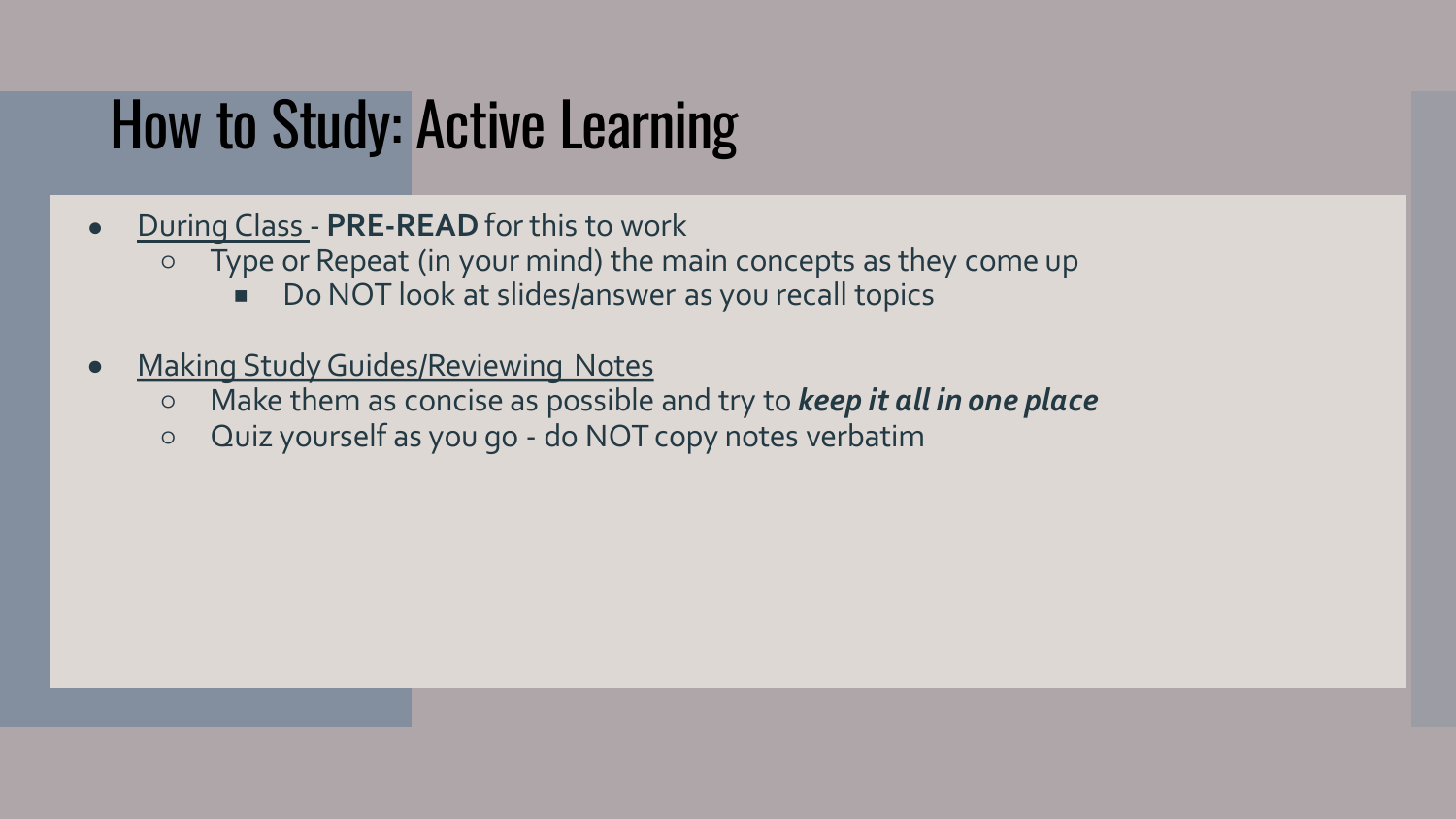# How to Study: Active Learning

- During Class - **PRE-READ** for this to work
  - Type or Repeat (in your mind) the main concepts as they come up
    - Do NOT look at slides/answer as you recall topics

- Making Study Guides/Reviewing Notes
  - Make them as concise as possible and try to ***keep it all in one place***
  - Quiz yourself as you go - do NOT copy notes verbatim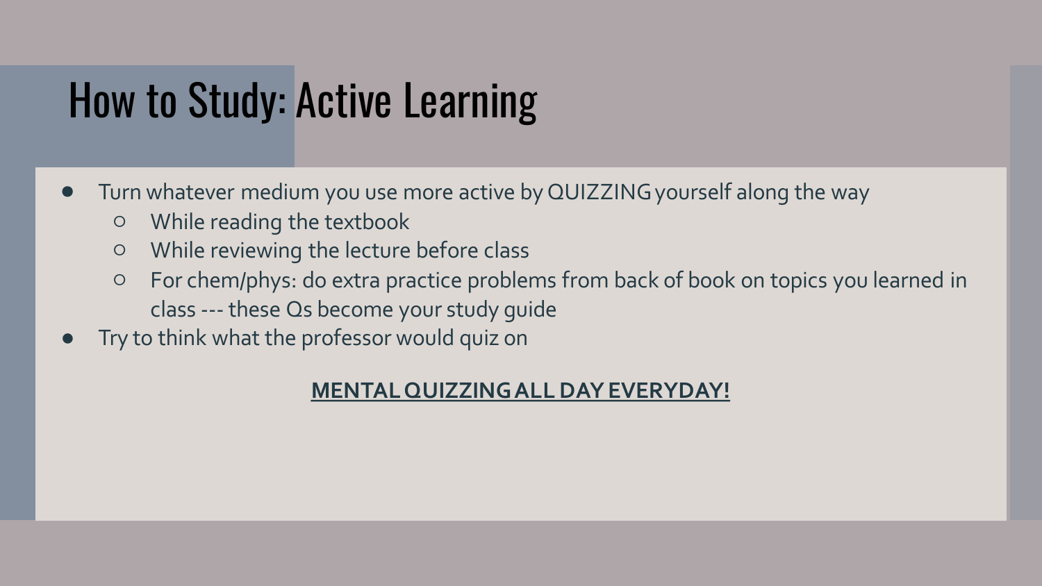# How to Study: Active Learning

- Turn whatever medium you use more active by QUIZZING yourself along the way
  - While reading the textbook
  - While reviewing the lecture before class
  - For chem/phys: do extra practice problems from back of book on topics you learned in class --- these Qs become your study guide
- Try to think what the professor would quiz on

**MENTAL QUIZZING ALL DAY EVERYDAY!**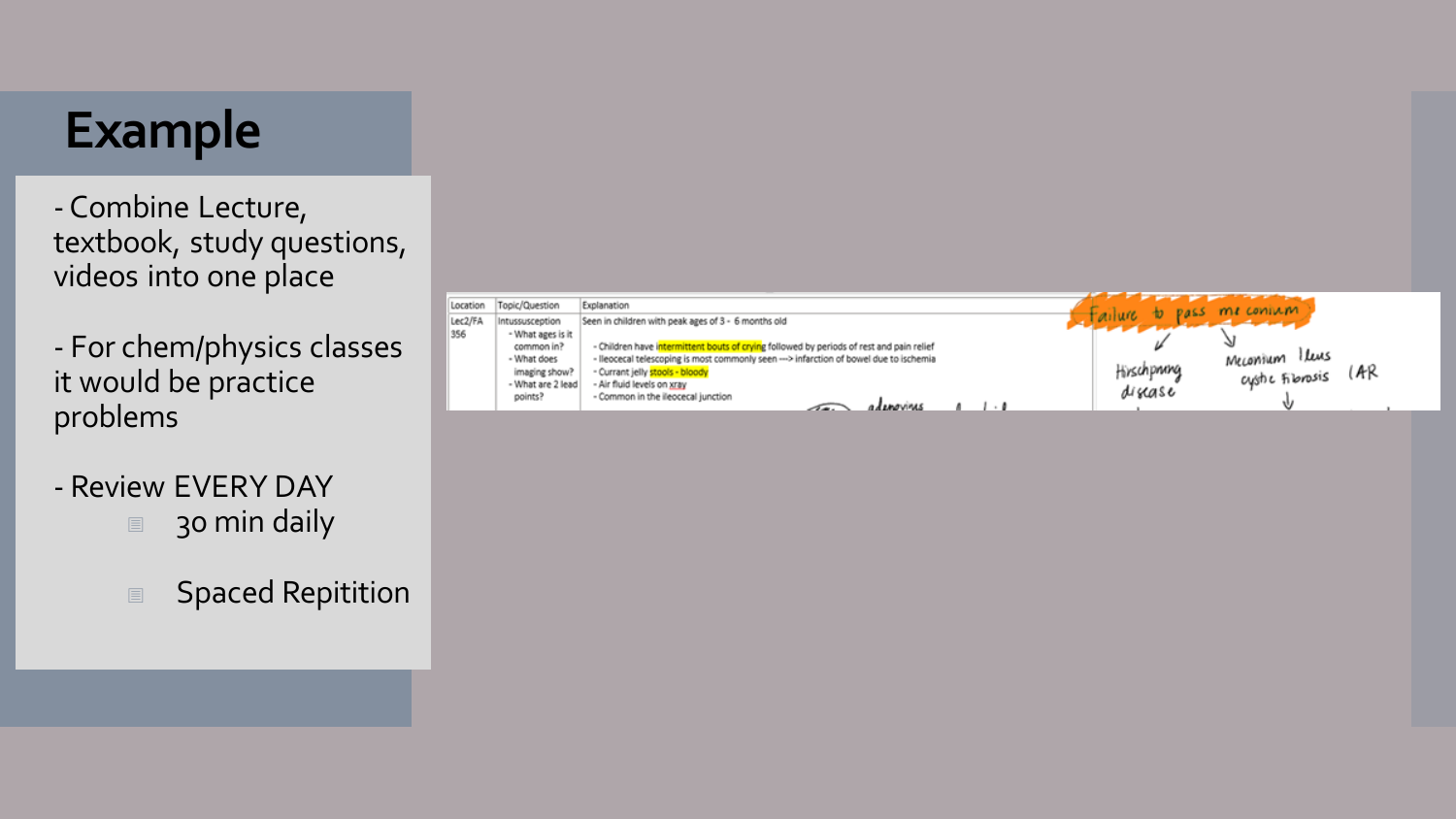# Example

- Combine Lecture, textbook, study questions, videos into one place

- For chem/physics classes it would be practice problems

- Review EVERY DAY
  - 30 min daily
  - Spaced Repitition

| Location | Topic/Question | Explanation |
|---|---|---|
| Lec2/FA 356 | Intussusception<br>- What ages is it common in?<br>- What does imaging show?<br>- What are 2 lead points? | Seen in children with peak ages of 3 - 6 months old<br>- Children have intermittent bouts of crying followed by periods of rest and pain relief<br>- Ileocecal telescoping is most commonly seen —> infarction of bowel due to ischemia<br>- Currant jelly stools - bloody<br>- Air fluid levels on xray<br>- Common in the ileocecal junction |

Failure to pass meconium

Hirschprung disease

Meconium Ileus
cystic Fibrosis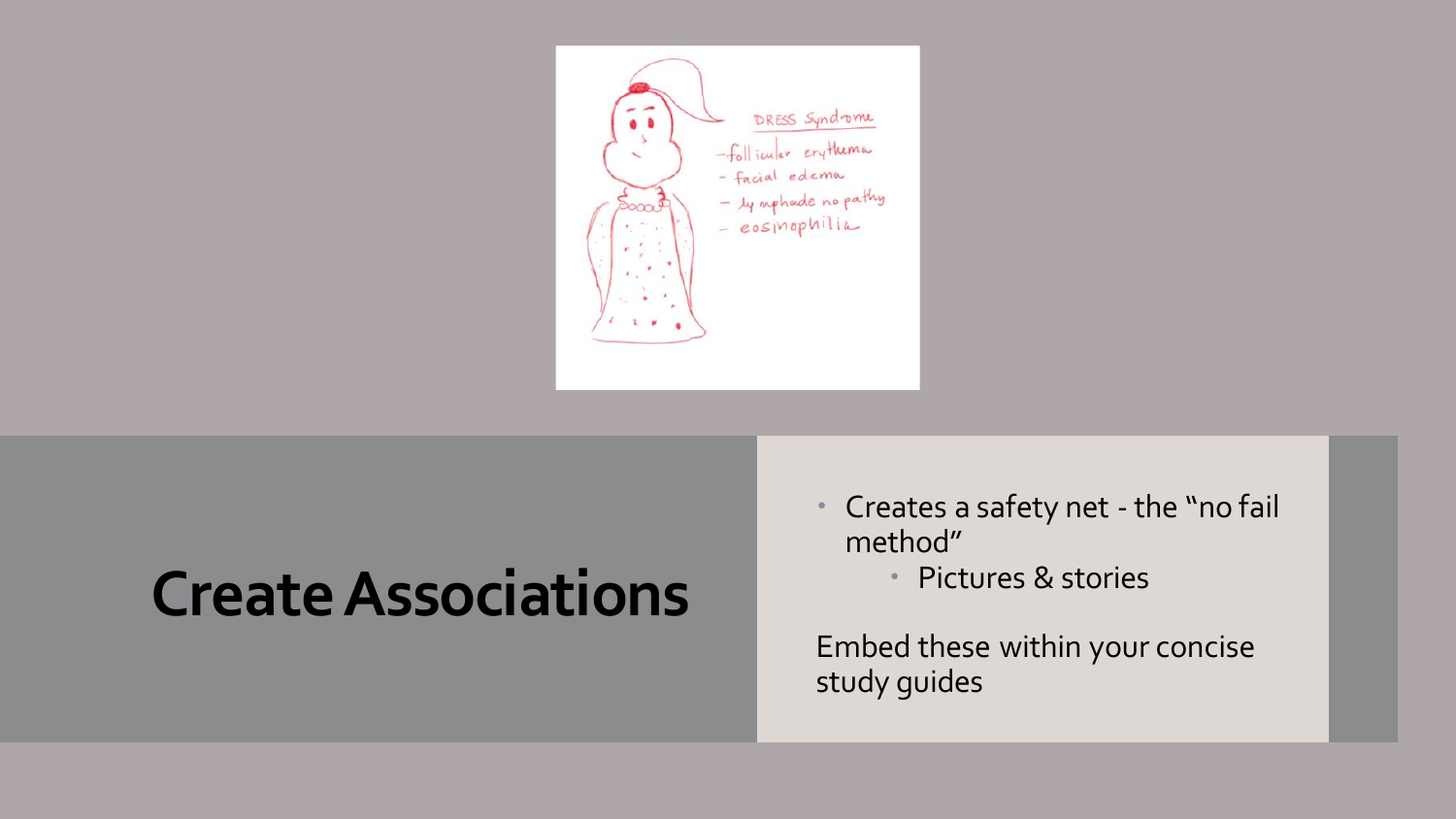DRESS Syndrome

- follicular erythema
- facial edema
- lymphadenopathy
- eosinophilia

# Create Associations

- Creates a safety net - the "no fail method"
  - Pictures & stories

Embed these within your concise study guides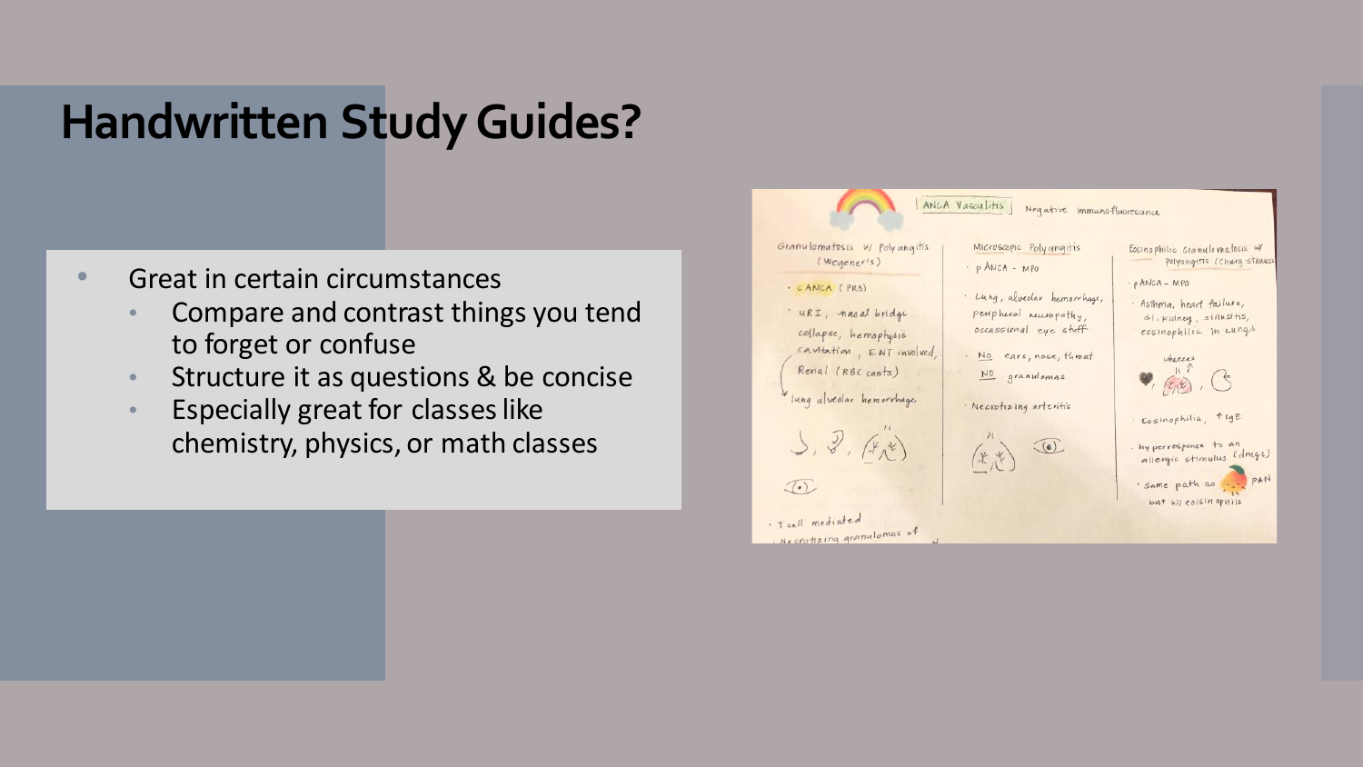# Handwritten Study Guides?

- Great in certain circumstances
  - Compare and contrast things you tend to forget or confuse
  - Structure it as questions & be concise
  - Especially great for classes like chemistry, physics, or math classes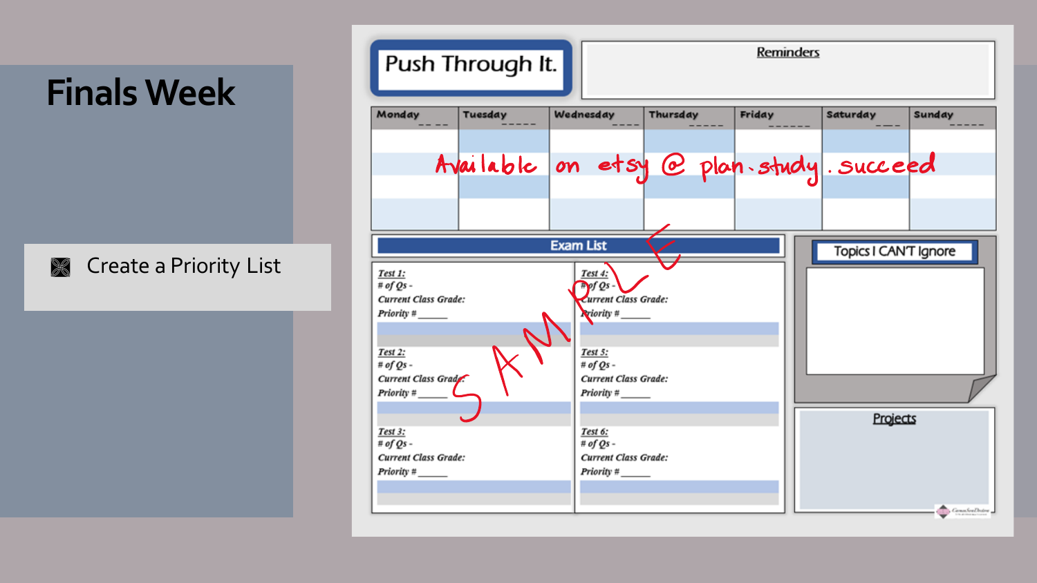# Finals Week

- Create a Priority List

## Push Through It.

**Reminders**

| Monday | Tuesday | Wednesday | Thursday | Friday | Saturday | Sunday |
|---|---|---|---|---|---|---|
| | | | | | | |

Available on etsy @ plan.study.succeed

SAMPLE

**Exam List**

*Test 1:*
*# of Qs -*
*Current Class Grade:*
*Priority # ______*

*Test 2:*
*# of Qs -*
*Current Class Grade:*
*Priority # ______*

*Test 3:*
*# of Qs -*
*Current Class Grade:*
*Priority # ______*

*Test 4:*
*# of Qs -*
*Current Class Grade:*
*Priority # ______*

*Test 5:*
*# of Qs -*
*Current Class Grade:*
*Priority # ______*

*Test 6:*
*# of Qs -*
*Current Class Grade:*
*Priority # ______*

**Topics I CAN'T Ignore**

**Projects**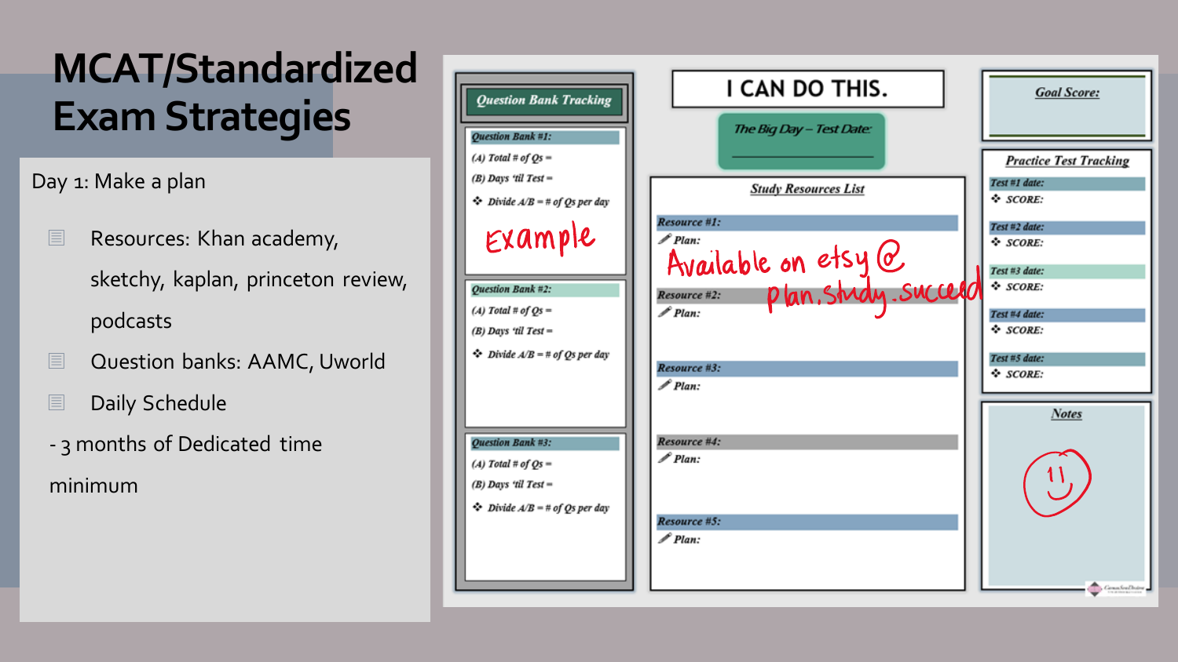# MCAT/Standardized Exam Strategies

Day 1: Make a plan

- Resources: Khan academy, sketchy, kaplan, princeton review, podcasts
- Question banks: AAMC, Uworld
- Daily Schedule

- 3 months of Dedicated time minimum

***Question Bank Tracking***

***Question Bank #1:***

*(A) Total # of Qs =*

*(B) Days 'til Test =*

- *Divide A/B = # of Qs per day*

Example

***Question Bank #2:***

*(A) Total # of Qs =*

*(B) Days 'til Test =*

- *Divide A/B = # of Qs per day*

***Question Bank #3:***

*(A) Total # of Qs =*

*(B) Days 'til Test =*

- *Divide A/B = # of Qs per day*

**I CAN DO THIS.**

*The Big Day – Test Date:* ______________

***Study Resources List***

***Resource #1:***

*Plan:*

Available on etsy @ plan.study.succeed

***Resource #2:***

*Plan:*

***Resource #3:***

*Plan:*

***Resource #4:***

*Plan:*

***Resource #5:***

*Plan:*

***Goal Score:***

***Practice Test Tracking***

***Test #1 date:***

- ***SCORE:***

***Test #2 date:***

- ***SCORE:***

***Test #3 date:***

- ***SCORE:***

***Test #4 date:***

- ***SCORE:***

***Test #5 date:***

- ***SCORE:***

***Notes***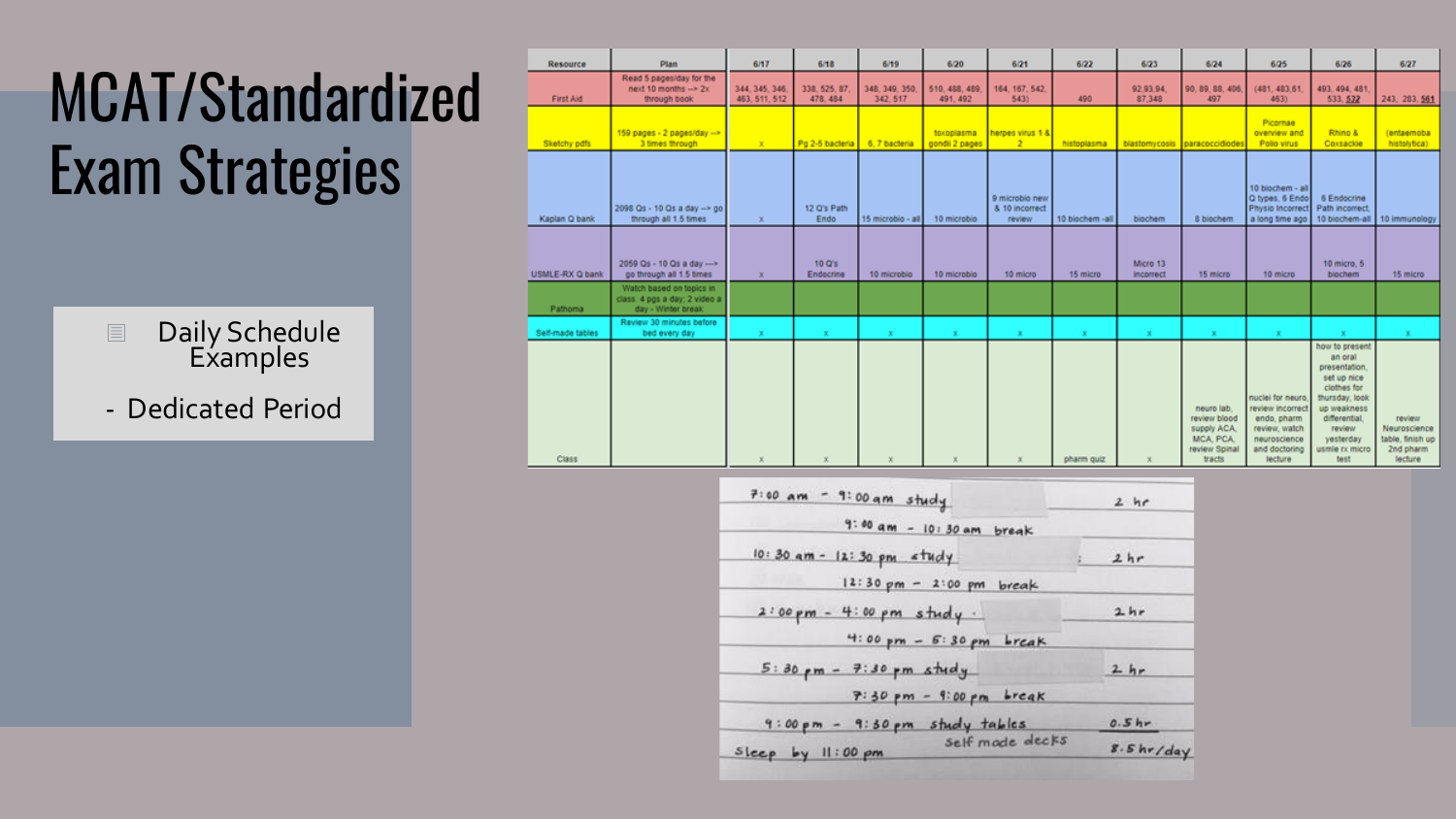# MCAT/Standardized Exam Strategies

- Daily Schedule Examples
- Dedicated Period

| Resource | Plan | 6/17 | 6/18 | 6/19 | 6/20 | 6/21 | 6/22 | 6/23 | 6/24 | 6/25 | 6/26 | 6/27 |
|---|---|---|---|---|---|---|---|---|---|---|---|---|
| First Aid | Read 5 pages/day for the next 10 months --> 2x through book | 344, 345, 346, 463, 511, 512 | 338, 525, 87, 478, 484 | 348, 349, 350, 342, 517 | 510, 488, 489, 491, 492 | 164, 167, 542, 543) | 490 | 92,93,94, 87,348 | 90, 89, 88, 406, 497 | (481, 483,61, 463) | 493, 494, 481, 533, 532 | 243, 283, 561 |
| Sketchy pdfs | 159 pages - 2 pages/day --> 3 times through | x | Pg 2-5 bacteria | 6, 7 bacteria | toxoplasma gondii 2 pages | herpes virus 1 & 2 | histoplasma | blastomycosis | paracoccidiodes | Picornae overview and Polio virus | Rhino & Coxsackie | (entaemoba histolytica) |
| Kaplan Q bank | 2098 Qs - 10 Qs a day --> go through all 1.5 times | x | 12 Q's Path Endo | 15 microbio - all | 10 microbio | 9 microbio new & 10 incorrect review | 10 biochem -all | biochem | 8 biochem | 10 biochem - all Q types, 6 Endo Physio Incorrect a long time ago | 6 Endocrine Path incorrect, 10 biochem-all | 10 immunology |
| USMLE-RX Q bank | 2059 Qs - 10 Qs a day ---> go through all 1.5 times | x | 10 Q's Endocrine | 10 microbio | 10 microbio | 10 micro | 15 micro | Micro 13 incorrect | 15 micro | 10 micro | 10 micro, 5 biochem | 15 micro |
| Pathoma | Watch based on topics in class. 4 pgs a day; 2 video a day - Winter break | | | | | | | | | | | |
| Self-made tables | Review 30 minutes before bed every day | x | x | x | x | x | x | x | x | x | x | x |
| Class | | x | x | x | x | x | pharm quiz | x | neuro lab, review blood supply ACA, MCA, PCA, review Spinal tracts | nuclei for neuro, review incorrect endo, pharm review, watch neuroscience and doctoring lecture | how to present an oral presentation, set up nice clothes for thursday, look up weakness differential, review yesterday usmle rx micro test | review Neuroscience table, finish up 2nd pharm lecture |

| Time | Activity | Hours |
|---|---|---|
| 7:00 am - 9:00 am | study | 2 hr |
| 9:00 am - 10:30 am | break | |
| 10:30 am - 12:30 pm | study | 2 hr |
| 12:30 pm - 2:00 pm | break | |
| 2:00 pm - 4:00 pm | study | 2 hr |
| 4:00 pm - 5:30 pm | break | |
| 5:30 pm - 7:30 pm | study | 2 hr |
| 7:30 pm - 9:00 pm | break | |
| 9:00 pm - 9:30 pm | study tables / self made decks | 0.5 hr |
| Sleep by 11:00 pm | | 8.5 hr/day |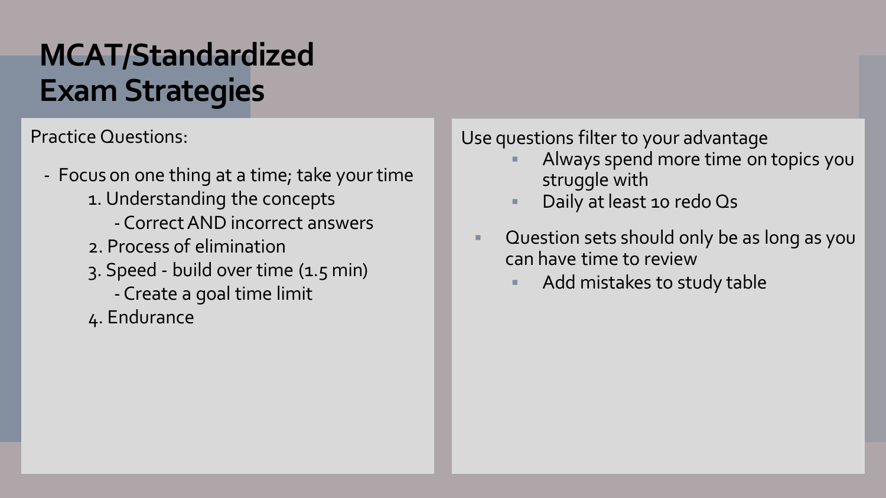# MCAT/Standardized Exam Strategies

Practice Questions:

- Focus on one thing at a time; take your time
    1. Understanding the concepts
        - Correct AND incorrect answers
    2. Process of elimination
    3. Speed - build over time (1.5 min)
        - Create a goal time limit
    4. Endurance

Use questions filter to your advantage

- Always spend more time on topics you struggle with
- Daily at least 10 redo Qs

- Question sets should only be as long as you can have time to review
    - Add mistakes to study table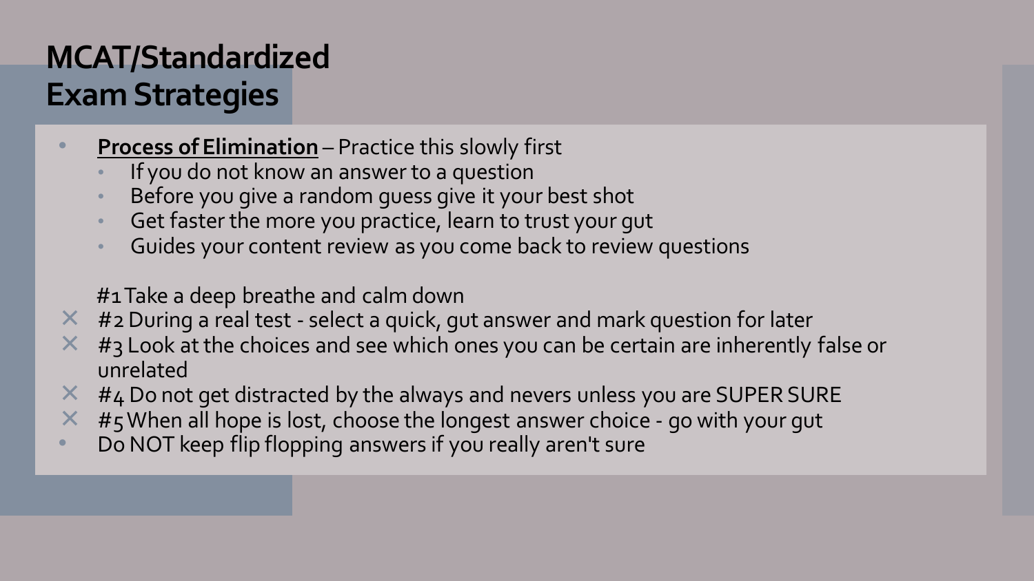# MCAT/Standardized Exam Strategies

- **Process of Elimination** – Practice this slowly first
  - If you do not know an answer to a question
  - Before you give a random guess give it your best shot
  - Get faster the more you practice, learn to trust your gut
  - Guides your content review as you come back to review questions

#1 Take a deep breathe and calm down

- #2 During a real test - select a quick, gut answer and mark question for later
- #3 Look at the choices and see which ones you can be certain are inherently false or unrelated
- #4 Do not get distracted by the always and nevers unless you are SUPER SURE
- #5 When all hope is lost, choose the longest answer choice - go with your gut
- Do NOT keep flip flopping answers if you really aren't sure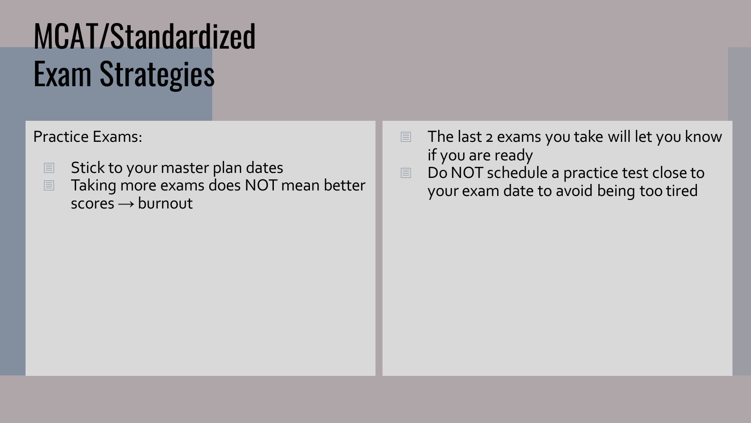# MCAT/Standardized Exam Strategies

Practice Exams:

- Stick to your master plan dates
- Taking more exams does NOT mean better scores → burnout
- The last 2 exams you take will let you know if you are ready
- Do NOT schedule a practice test close to your exam date to avoid being too tired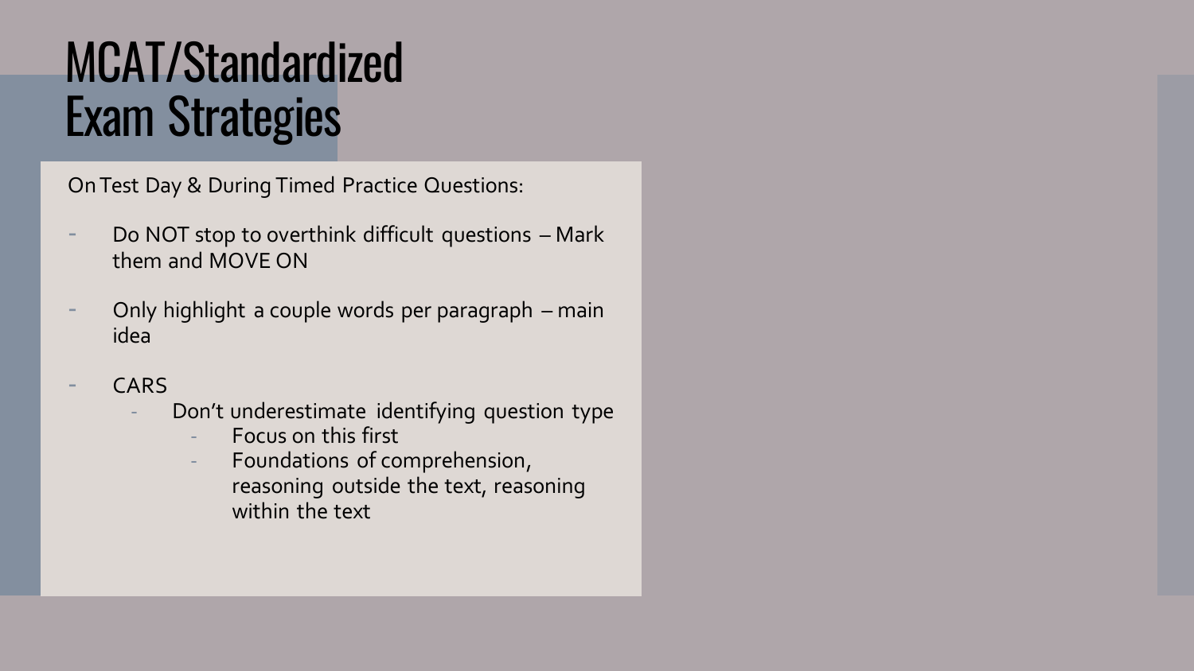# MCAT/Standardized Exam Strategies

On Test Day & During Timed Practice Questions:

- Do NOT stop to overthink difficult questions – Mark them and MOVE ON
- Only highlight a couple words per paragraph – main idea
- CARS
  - Don't underestimate identifying question type
    - Focus on this first
    - Foundations of comprehension, reasoning outside the text, reasoning within the text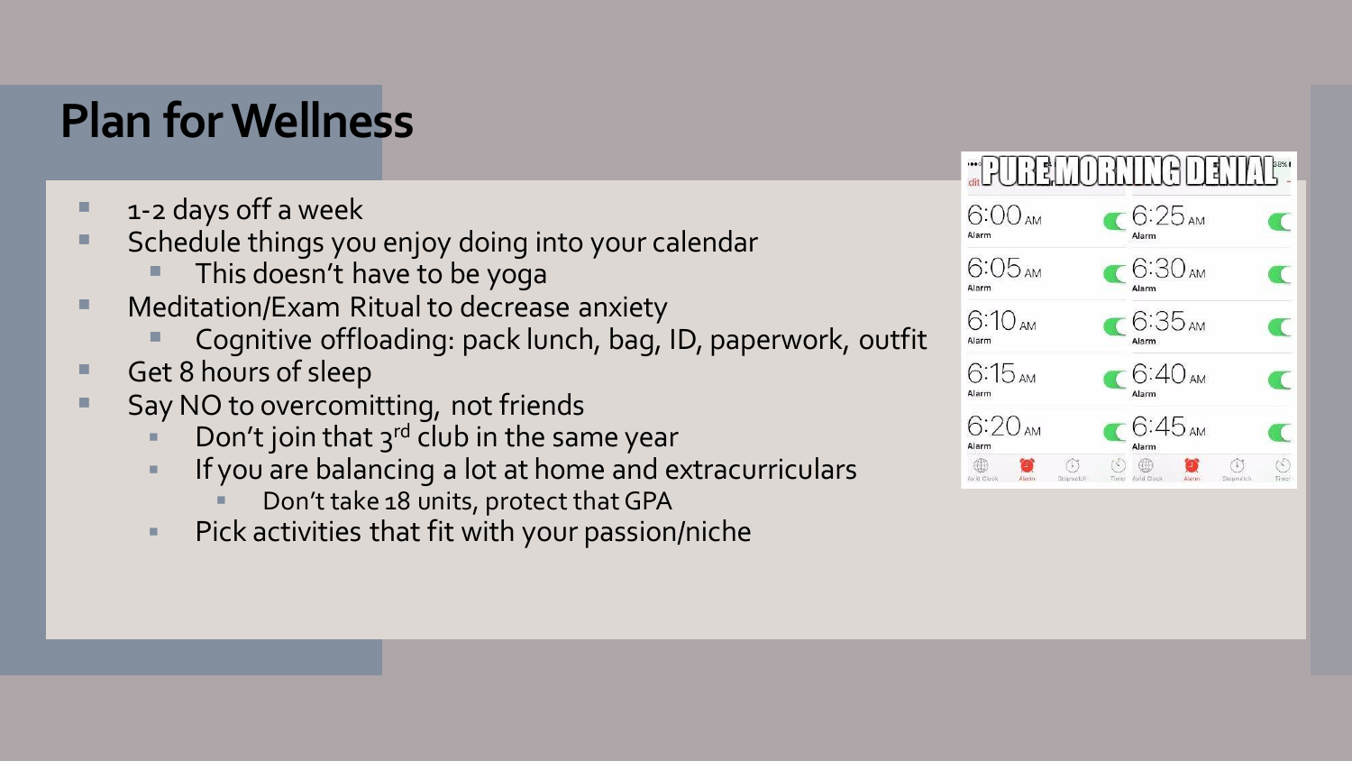# Plan for Wellness

- 1-2 days off a week
- Schedule things you enjoy doing into your calendar
  - This doesn't have to be yoga
- Meditation/Exam Ritual to decrease anxiety
  - Cognitive offloading: pack lunch, bag, ID, paperwork, outfit
- Get 8 hours of sleep
- Say NO to overcomitting, not friends
  - Don't join that 3rd club in the same year
  - If you are balancing a lot at home and extracurriculars
    - Don't take 18 units, protect that GPA
  - Pick activities that fit with your passion/niche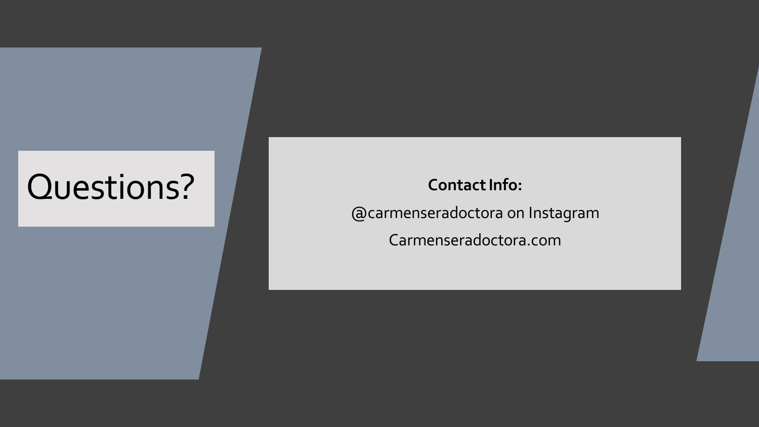# Questions?

**Contact Info:**

@carmenseradoctora on Instagram

Carmenseradoctora.com